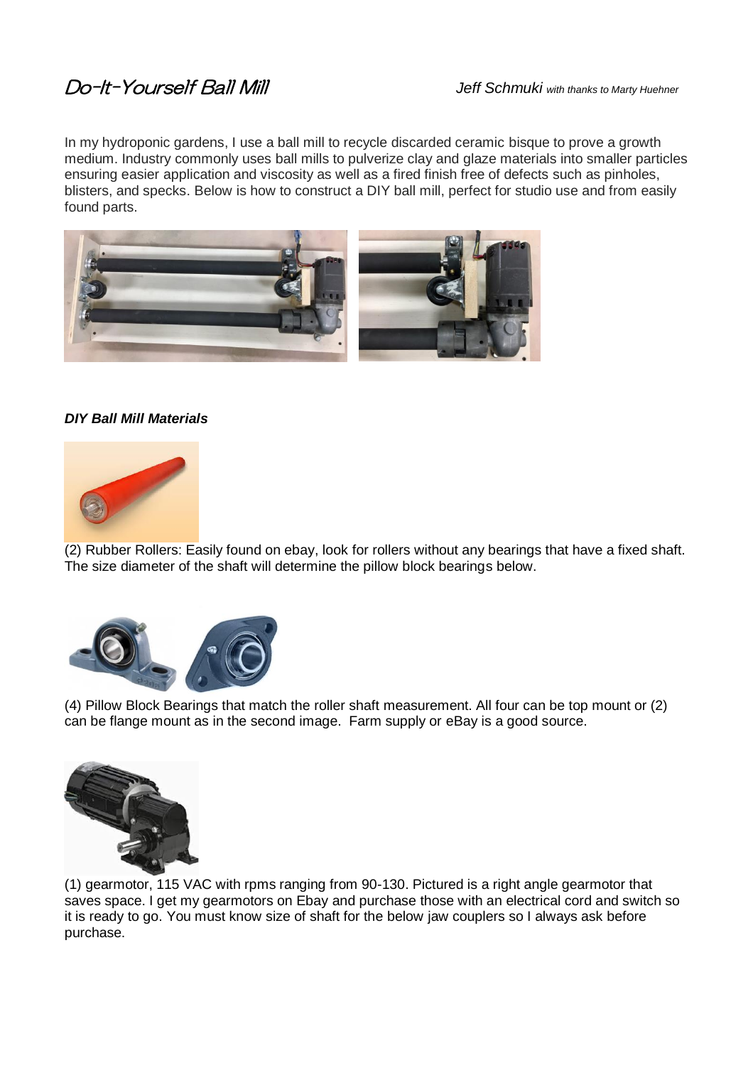# Do-It-Yourself Ball Mill

*Jeff Schmuki with thanks to Marty Huehner*

In my hydroponic gardens, I use a ball mill to recycle discarded ceramic bisque to prove a growth medium. Industry commonly uses ball mills to pulverize clay and glaze materials into smaller particles ensuring easier application and viscosity as well as a fired finish free of defects such as pinholes, blisters, and specks. Below is how to construct a DIY ball mill, perfect for studio use and from easily found parts.

***DIY Ball Mill Materials***

(2) Rubber Rollers: Easily found on ebay, look for rollers without any bearings that have a fixed shaft. The size diameter of the shaft will determine the pillow block bearings below.

(4) Pillow Block Bearings that match the roller shaft measurement. All four can be top mount or (2) can be flange mount as in the second image. Farm supply or eBay is a good source.

(1) gearmotor, 115 VAC with rpms ranging from 90-130. Pictured is a right angle gearmotor that saves space. I get my gearmotors on Ebay and purchase those with an electrical cord and switch so it is ready to go. You must know size of shaft for the below jaw couplers so I always ask before purchase.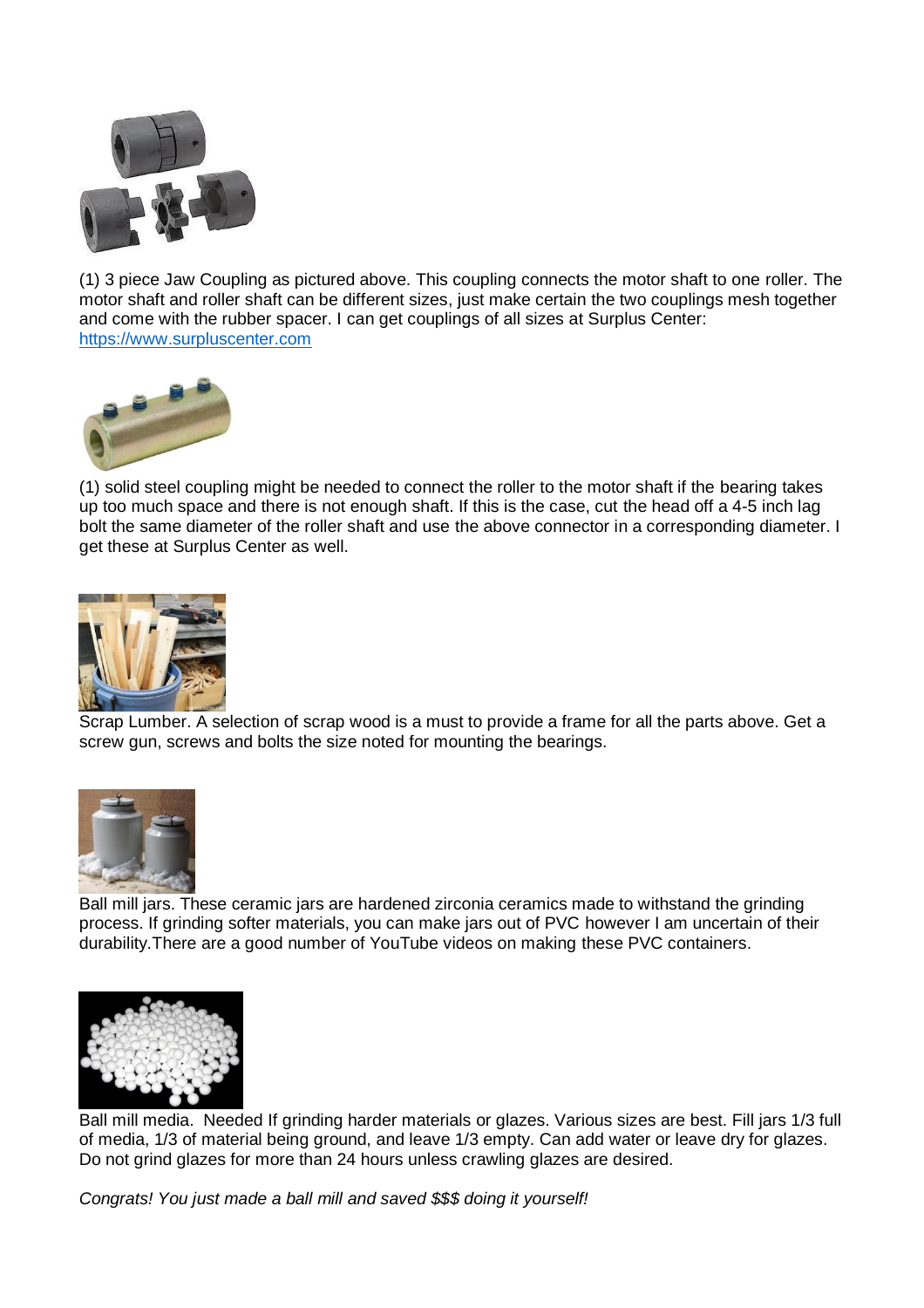(1) 3 piece Jaw Coupling as pictured above. This coupling connects the motor shaft to one roller. The motor shaft and roller shaft can be different sizes, just make certain the two couplings mesh together and come with the rubber spacer. I can get couplings of all sizes at Surplus Center: [https://www.surpluscenter.com](https://www.surpluscenter.com)

(1) solid steel coupling might be needed to connect the roller to the motor shaft if the bearing takes up too much space and there is not enough shaft. If this is the case, cut the head off a 4-5 inch lag bolt the same diameter of the roller shaft and use the above connector in a corresponding diameter. I get these at Surplus Center as well.

Scrap Lumber. A selection of scrap wood is a must to provide a frame for all the parts above. Get a screw gun, screws and bolts the size noted for mounting the bearings.

Ball mill jars. These ceramic jars are hardened zirconia ceramics made to withstand the grinding process. If grinding softer materials, you can make jars out of PVC however I am uncertain of their durability.There are a good number of YouTube videos on making these PVC containers.

Ball mill media. Needed If grinding harder materials or glazes. Various sizes are best. Fill jars 1/3 full of media, 1/3 of material being ground, and leave 1/3 empty. Can add water or leave dry for glazes. Do not grind glazes for more than 24 hours unless crawling glazes are desired.

*Congrats! You just made a ball mill and saved $$$ doing it yourself!*